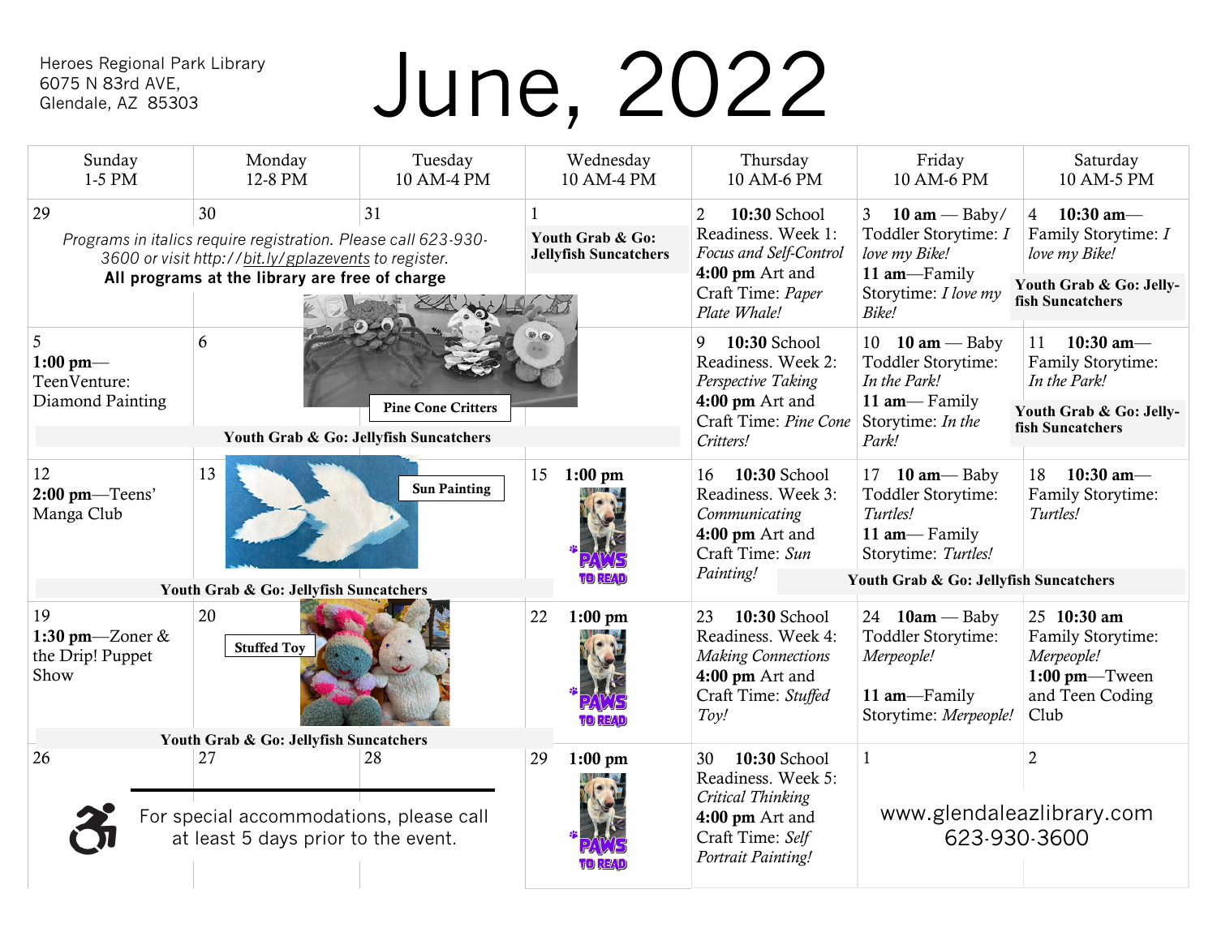Heroes Regional Park Library
6075 N 83rd AVE,
Glendale, AZ 85303

# June, 2022

| Sunday<br>1-5 PM | Monday<br>12-8 PM | Tuesday<br>10 AM-4 PM | Wednesday<br>10 AM-4 PM | Thursday<br>10 AM-6 PM | Friday<br>10 AM-6 PM | Saturday<br>10 AM-5 PM |
|---|---|---|---|---|---|---|
| 29 | 30 | 31 | 1<br>**Youth Grab & Go: Jellyfish Suncatchers** | 2 **10:30** School Readiness. Week 1: *Focus and Self-Control*<br>**4:00 pm** Art and Craft Time: *Paper Plate Whale!* | 3 **10 am** — Baby/ Toddler Storytime: *I love my Bike!*<br>**11 am**—Family Storytime: *I love my Bike!* | 4 **10:30 am**— Family Storytime: *I love my Bike!*<br>**Youth Grab & Go: Jellyfish Suncatchers** |
| 5<br>**1:00 pm**— TeenVenture: Diamond Painting | 6<br>**Pine Cone Critters** | | | 9 **10:30** School Readiness. Week 2: *Perspective Taking*<br>**4:00 pm** Art and Craft Time: *Pine Cone Critters!* | 10 **10 am** — Baby Toddler Storytime: *In the Park!*<br>**11 am**— Family Storytime: *In the Park!* | 11 **10:30 am**— Family Storytime: *In the Park!*<br>**Youth Grab & Go: Jellyfish Suncatchers** |
| 12<br>**2:00 pm**—Teens' Manga Club | 13<br>**Sun Painting** | | 15 **1:00 pm**<br>PAWS TO READ | 16 **10:30** School Readiness. Week 3: *Communicating*<br>**4:00 pm** Art and Craft Time: *Sun Painting!* | 17 **10 am**— Baby Toddler Storytime: *Turtles!*<br>**11 am**— Family Storytime: *Turtles!* | 18 **10:30 am**— Family Storytime: *Turtles!* |
| 19<br>**1:30 pm**—Zoner & the Drip! Puppet Show | 20<br>**Stuffed Toy** | | 22 **1:00 pm**<br>PAWS TO READ | 23 **10:30** School Readiness. Week 4: *Making Connections*<br>**4:00 pm** Art and Craft Time: *Stuffed Toy!* | 24 **10am** — Baby Toddler Storytime: *Merpeople!*<br>**11 am**—Family Storytime: *Merpeople!* | 25 **10:30 am** Family Storytime: *Merpeople!*<br>**1:00 pm**—Tween and Teen Coding Club |
| 26 | 27 | 28 | 29 **1:00 pm**<br>PAWS TO READ | 30 **10:30** School Readiness. Week 5: *Critical Thinking*<br>**4:00 pm** Art and Craft Time: *Self Portrait Painting!* | 1 | 2 |

*Programs in italics require registration. Please call 623-930-3600 or visit http://bit.ly/gplazevents to register.*

**All programs at the library are free of charge**

**Youth Grab & Go: Jellyfish Suncatchers** (May 5–6, June 12–13, June 16–18, June 19–20)

For special accommodations, please call at least 5 days prior to the event.

www.glendaleazlibrary.com
623-930-3600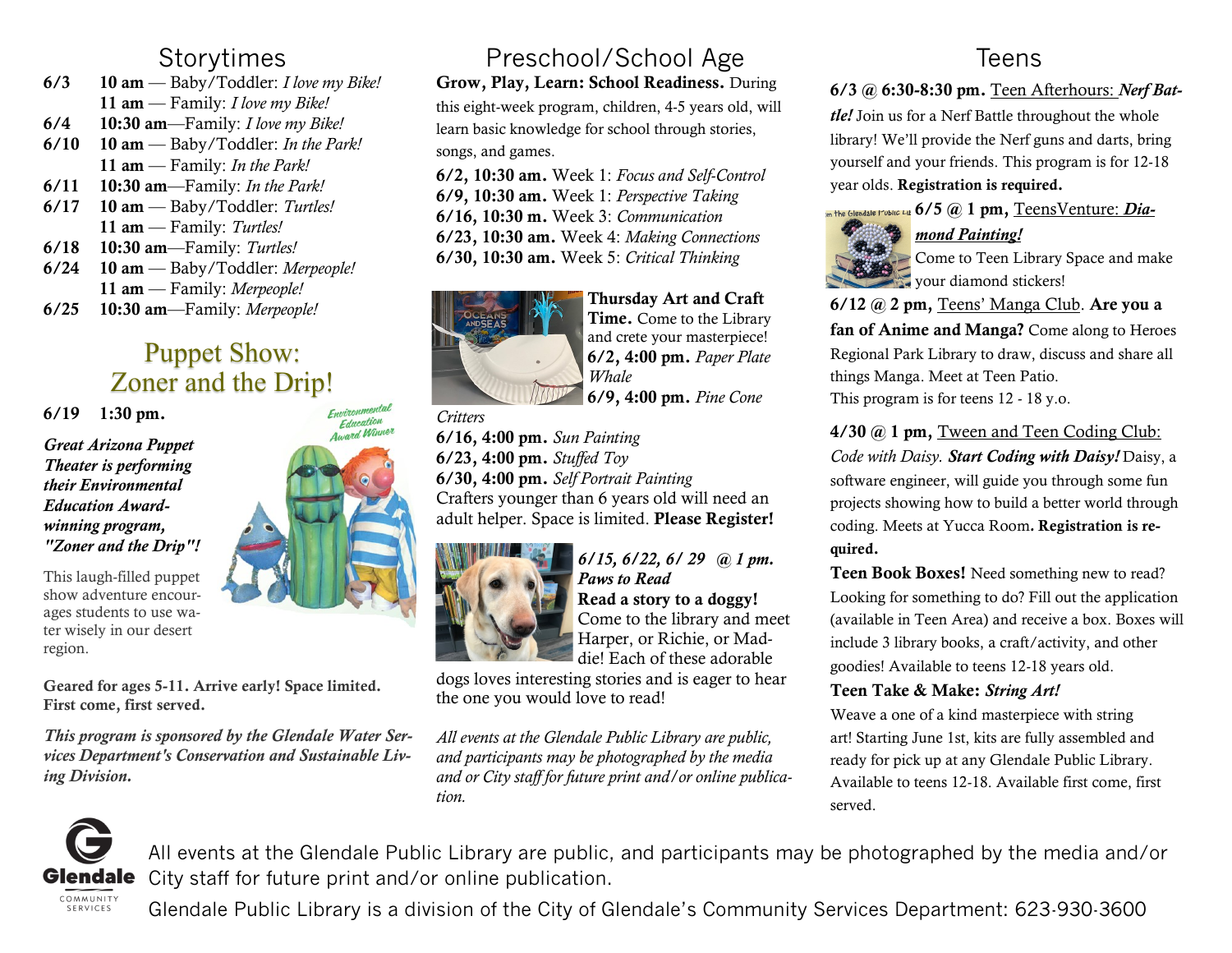## Storytimes

**6/3** **10 am** — Baby/Toddler: *I love my Bike!*
**11 am** — Family: *I love my Bike!*
**6/4** **10:30 am**—Family: *I love my Bike!*
**6/10** **10 am** — Baby/Toddler: *In the Park!*
**11 am** — Family: *In the Park!*
**6/11** **10:30 am**—Family: *In the Park!*
**6/17** **10 am** — Baby/Toddler: *Turtles!*
**11 am** — Family: *Turtles!*
**6/18** **10:30 am**—Family: *Turtles!*
**6/24** **10 am** — Baby/Toddler: *Merpeople!*
**11 am** — Family: *Merpeople!*
**6/25** **10:30 am**—Family: *Merpeople!*

## Puppet Show: Zoner and the Drip!

**6/19 1:30 pm.**

***Great Arizona Puppet Theater is performing their Environmental Education Award-winning program, "Zoner and the Drip"!***

This laugh-filled puppet show adventure encourages students to use water wisely in our desert region.

Environmental Education Award Winner

**Geared for ages 5-11. Arrive early! Space limited. First come, first served.**

***This program is sponsored by the Glendale Water Services Department's Conservation and Sustainable Living Division.***

## Preschool/School Age

**Grow, Play, Learn: School Readiness.** During this eight-week program, children, 4-5 years old, will learn basic knowledge for school through stories, songs, and games.

**6/2, 10:30 am.** Week 1: *Focus and Self-Control*
**6/9, 10:30 am.** Week 1: *Perspective Taking*
**6/16, 10:30 m.** Week 3: *Communication*
**6/23, 10:30 am.** Week 4: *Making Connections*
**6/30, 10:30 am.** Week 5: *Critical Thinking*

**Thursday Art and Craft Time.** Come to the Library and crete your masterpiece!
**6/2, 4:00 pm.** *Paper Plate Whale*
**6/9, 4:00 pm.** *Pine Cone Critters*
**6/16, 4:00 pm.** *Sun Painting*
**6/23, 4:00 pm.** *Stuffed Toy*
**6/30, 4:00 pm.** *Self Portrait Painting*
Crafters younger than 6 years old will need an adult helper. Space is limited. **Please Register!**

***6/15, 6/22, 6/ 29 @ 1 pm. Paws to Read***
**Read a story to a doggy!** Come to the library and meet Harper, or Richie, or Maddie! Each of these adorable dogs loves interesting stories and is eager to hear the one you would love to read!

*All events at the Glendale Public Library are public, and participants may be photographed by the media and or City staff for future print and/or online publication.*

## Teens

**6/3 @ 6:30-8:30 pm.** Teen Afterhours: ***Nerf Battle!*** Join us for a Nerf Battle throughout the whole library! We'll provide the Nerf guns and darts, bring yourself and your friends. This program is for 12-18 year olds. **Registration is required.**

**6/5 @ 1 pm,** TeensVenture: ***Diamond Painting!*** Come to Teen Library Space and make your diamond stickers!

**6/12 @ 2 pm,** Teens' Manga Club. **Are you a fan of Anime and Manga?** Come along to Heroes Regional Park Library to draw, discuss and share all things Manga. Meet at Teen Patio. This program is for teens 12 - 18 y.o.

**4/30 @ 1 pm,** Tween and Teen Coding Club: *Code with Daisy.* ***Start Coding with Daisy!*** Daisy, a software engineer, will guide you through some fun projects showing how to build a better world through coding. Meets at Yucca Room**. Registration is required.**

**Teen Book Boxes!** Need something new to read? Looking for something to do? Fill out the application (available in Teen Area) and receive a box. Boxes will include 3 library books, a craft/activity, and other goodies! Available to teens 12-18 years old.

**Teen Take & Make: *String Art!***
Weave a one of a kind masterpiece with string art! Starting June 1st, kits are fully assembled and ready for pick up at any Glendale Public Library. Available to teens 12-18. Available first come, first served.

All events at the Glendale Public Library are public, and participants may be photographed by the media and/or City staff for future print and/or online publication.

Glendale Public Library is a division of the City of Glendale's Community Services Department: 623-930-3600